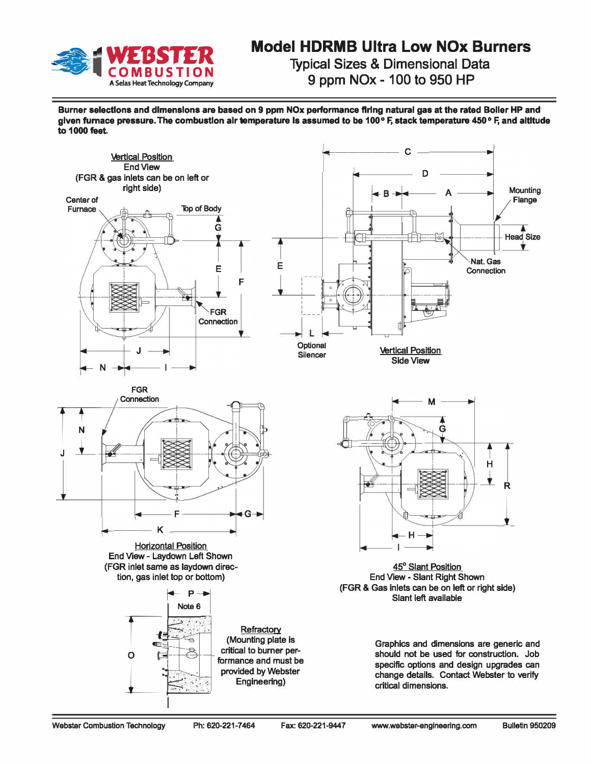# Model HDRMB Ultra Low NOx Burners

## Typical Sizes & Dimensional Data

## 9 ppm NOx - 100 to 950 HP

**Burner selections and dimensions are based on 9 ppm NOx performance firing natural gas at the rated Boiler HP and given furnace pressure. The combustion air temperature is assumed to be 100° F, stack temperature 450° F, and altitude to 1000 feet.**

Vertical Position
End View
(FGR & gas inlets can be on left or right side)

Vertical Position
Side View

Horizontal Position
End View - Laydown Left Shown
(FGR inlet same as laydown direction, gas inlet top or bottom)

45° Slant Position
End View - Slant Right Shown
(FGR & Gas inlets can be on left or right side)
Slant left available

Refractory
(Mounting plate is critical to burner performance and must be provided by Webster Engineering)

Graphics and dimensions are generic and should not be used for construction. Job specific options and design upgrades can change details. Contact Webster to verify critical dimensions.

Webster Combustion Technology | Ph: 620-221-7464 | Fax: 620-221-9447 | www.webster-engineering.com | Bulletin 950209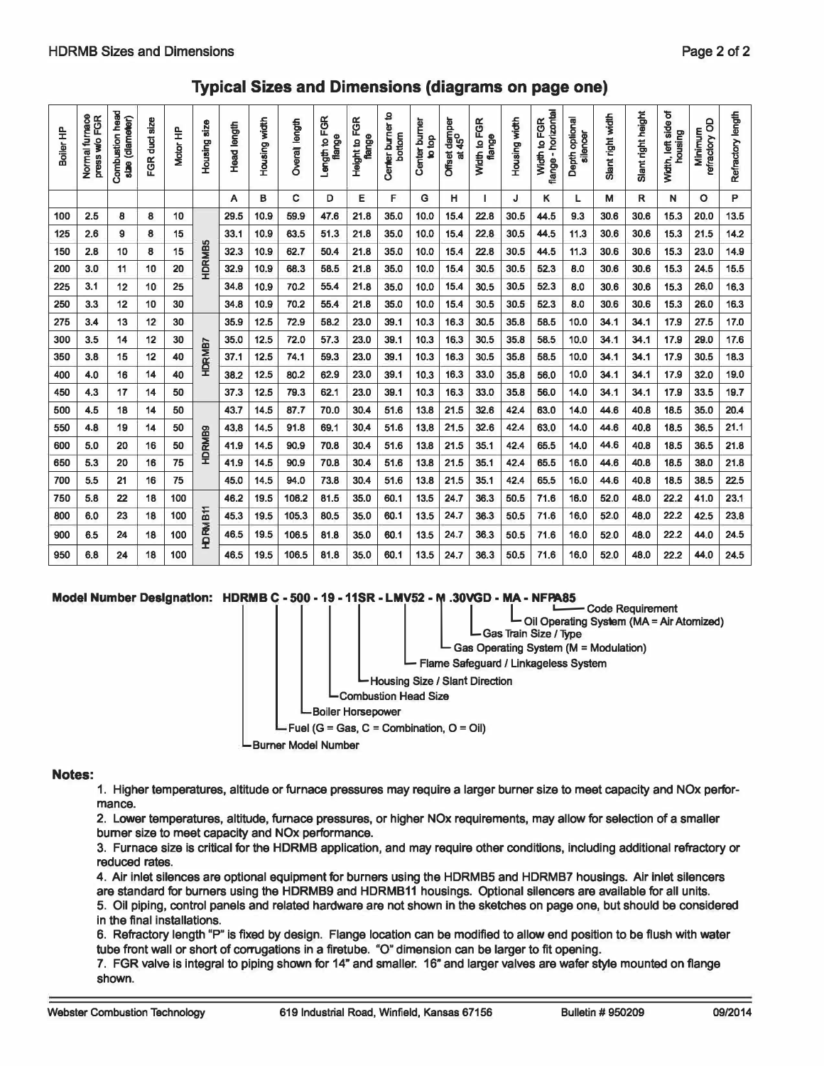## Typical Sizes and Dimensions (diagrams on page one)

| Boiler HP | Normal furnace press w/o FGR | Combustion head size (diameter) | FGR duct size | Motor HP | Housing size | Head length | Housing width | Overall length | Length to FGR flange | Height to FGR flange | Center burner to bottom | Center burner to top | Offset damper at 45° | Width to FGR flange | Housing width | Width to FGR flange - horizontal | Depth optional silencer | Slant right width | Slant right height | Width, left side of housing | Minimum refractory OD | Refractory length |
|---|---|---|---|---|---|---|---|---|---|---|---|---|---|---|---|---|---|---|---|---|---|---|
| | | | | | | A | B | C | D | E | F | G | H | I | J | K | L | M | R | N | O | P |
| 100 | 2.5 | 8 | 8 | 10 | HDRMB5 | 29.5 | 10.9 | 59.9 | 47.6 | 21.8 | 35.0 | 10.0 | 15.4 | 22.8 | 30.5 | 44.5 | 9.3 | 30.6 | 30.6 | 15.3 | 20.0 | 13.5 |
| 125 | 2.6 | 9 | 8 | 15 | HDRMB5 | 33.1 | 10.9 | 63.5 | 51.3 | 21.8 | 35.0 | 10.0 | 15.4 | 22.8 | 30.5 | 44.5 | 11.3 | 30.6 | 30.6 | 15.3 | 21.5 | 14.2 |
| 150 | 2.8 | 10 | 8 | 15 | HDRMB5 | 32.3 | 10.9 | 62.7 | 50.4 | 21.8 | 35.0 | 10.0 | 15.4 | 22.8 | 30.5 | 44.5 | 11.3 | 30.6 | 30.6 | 15.3 | 23.0 | 14.9 |
| 200 | 3.0 | 11 | 10 | 20 | HDRMB5 | 32.9 | 10.9 | 68.3 | 58.5 | 21.8 | 35.0 | 10.0 | 15.4 | 30.5 | 30.5 | 52.3 | 8.0 | 30.6 | 30.6 | 15.3 | 24.5 | 15.5 |
| 225 | 3.1 | 12 | 10 | 25 | HDRMB5 | 34.8 | 10.9 | 70.2 | 55.4 | 21.8 | 35.0 | 10.0 | 15.4 | 30.5 | 30.5 | 52.3 | 8.0 | 30.6 | 30.6 | 15.3 | 26.0 | 16.3 |
| 250 | 3.3 | 12 | 10 | 30 | HDRMB5 | 34.8 | 10.9 | 70.2 | 55.4 | 21.8 | 35.0 | 10.0 | 15.4 | 30.5 | 30.5 | 52.3 | 8.0 | 30.6 | 30.6 | 15.3 | 26.0 | 16.3 |
| 275 | 3.4 | 13 | 12 | 30 | HDRMB7 | 35.9 | 12.5 | 72.9 | 58.2 | 23.0 | 39.1 | 10.3 | 16.3 | 30.5 | 35.8 | 58.5 | 10.0 | 34.1 | 34.1 | 17.9 | 27.5 | 17.0 |
| 300 | 3.5 | 14 | 12 | 30 | HDRMB7 | 35.0 | 12.5 | 72.0 | 57.3 | 23.0 | 39.1 | 10.3 | 16.3 | 30.5 | 35.8 | 58.5 | 10.0 | 34.1 | 34.1 | 17.9 | 29.0 | 17.6 |
| 350 | 3.8 | 15 | 12 | 40 | HDRMB7 | 37.1 | 12.5 | 74.1 | 59.3 | 23.0 | 39.1 | 10.3 | 16.3 | 30.5 | 35.8 | 58.5 | 10.0 | 34.1 | 34.1 | 17.9 | 30.5 | 18.3 |
| 400 | 4.0 | 16 | 14 | 40 | HDRMB7 | 38.2 | 12.5 | 80.2 | 62.9 | 23.0 | 39.1 | 10.3 | 16.3 | 33.0 | 35.8 | 56.0 | 10.0 | 34.1 | 34.1 | 17.9 | 32.0 | 19.0 |
| 450 | 4.3 | 17 | 14 | 50 | HDRMB7 | 37.3 | 12.5 | 79.3 | 62.1 | 23.0 | 39.1 | 10.3 | 16.3 | 33.0 | 35.8 | 56.0 | 14.0 | 34.1 | 34.1 | 17.9 | 33.5 | 19.7 |
| 500 | 4.5 | 18 | 14 | 50 | HDRMB9 | 43.7 | 14.5 | 87.7 | 70.0 | 30.4 | 51.6 | 13.8 | 21.5 | 32.6 | 42.4 | 63.0 | 14.0 | 44.6 | 40.8 | 18.5 | 35.0 | 20.4 |
| 550 | 4.8 | 19 | 14 | 50 | HDRMB9 | 43.8 | 14.5 | 91.8 | 69.1 | 30.4 | 51.6 | 13.8 | 21.5 | 32.6 | 42.4 | 63.0 | 14.0 | 44.6 | 40.8 | 18.5 | 36.5 | 21.1 |
| 600 | 5.0 | 20 | 16 | 50 | HDRMB9 | 41.9 | 14.5 | 90.9 | 70.8 | 30.4 | 51.6 | 13.8 | 21.5 | 35.1 | 42.4 | 65.5 | 14.0 | 44.6 | 40.8 | 18.5 | 36.5 | 21.8 |
| 650 | 5.3 | 20 | 16 | 75 | HDRMB9 | 41.9 | 14.5 | 90.9 | 70.8 | 30.4 | 51.6 | 13.8 | 21.5 | 35.1 | 42.4 | 65.5 | 16.0 | 44.6 | 40.8 | 18.5 | 38.0 | 21.8 |
| 700 | 5.5 | 21 | 16 | 75 | HDRMB9 | 45.0 | 14.5 | 94.0 | 73.8 | 30.4 | 51.6 | 13.8 | 21.5 | 35.1 | 42.4 | 65.5 | 16.0 | 44.6 | 40.8 | 18.5 | 38.5 | 22.5 |
| 750 | 5.8 | 22 | 18 | 100 | HDRMB11 | 46.2 | 19.5 | 106.2 | 81.5 | 35.0 | 60.1 | 13.5 | 24.7 | 36.3 | 50.5 | 71.6 | 16.0 | 52.0 | 48.0 | 22.2 | 41.0 | 23.1 |
| 800 | 6.0 | 23 | 18 | 100 | HDRMB11 | 45.3 | 19.5 | 105.3 | 80.5 | 35.0 | 60.1 | 13.5 | 24.7 | 36.3 | 50.5 | 71.6 | 16.0 | 52.0 | 48.0 | 22.2 | 42.5 | 23.8 |
| 900 | 6.5 | 24 | 18 | 100 | HDRMB11 | 46.5 | 19.5 | 106.5 | 81.8 | 35.0 | 60.1 | 13.5 | 24.7 | 36.3 | 50.5 | 71.6 | 16.0 | 52.0 | 48.0 | 22.2 | 44.0 | 24.5 |
| 950 | 6.8 | 24 | 18 | 100 | HDRMB11 | 46.5 | 19.5 | 106.5 | 81.8 | 35.0 | 60.1 | 13.5 | 24.7 | 36.3 | 50.5 | 71.6 | 16.0 | 52.0 | 48.0 | 22.2 | 44.0 | 24.5 |

**Model Number Designation: HDRMB C - 500 - 19 - 11SR - LMV52 - M .30VGD - MA - NFPA85**

- HDRMB — Burner Model Number
- C — Fuel (G = Gas, C = Combination, O = Oil)
- 500 — Boiler Horsepower
- 19 — Combustion Head Size
- 11SR — Housing Size / Slant Direction
- LMV52 — Flame Safeguard / Linkageless System
- M — Gas Operating System (M = Modulation)
- .30VGD — Gas Train Size / Type
- MA — Oil Operating System (MA = Air Atomized)
- NFPA85 — Code Requirement

### Notes:

1. Higher temperatures, altitude or furnace pressures may require a larger burner size to meet capacity and NOx performance.
2. Lower temperatures, altitude, furnace pressures, or higher NOx requirements, may allow for selection of a smaller burner size to meet capacity and NOx performance.
3. Furnace size is critical for the HDRMB application, and may require other conditions, including additional refractory or reduced rates.
4. Air inlet silences are optional equipment for burners using the HDRMB5 and HDRMB7 housings. Air inlet silencers are standard for burners using the HDRMB9 and HDRMB11 housings. Optional silencers are available for all units.
5. Oil piping, control panels and related hardware are not shown in the sketches on page one, but should be considered in the final installations.
6. Refractory length "P" is fixed by design. Flange location can be modified to allow end position to be flush with water tube front wall or short of corrugations in a firetube. "O" dimension can be larger to fit opening.
7. FGR valve is integral to piping shown for 14" and smaller. 16" and larger valves are wafer style mounted on flange shown.

Webster Combustion Technology — 619 Industrial Road, Winfield, Kansas 67156 — Bulletin # 950209 — 09/2014